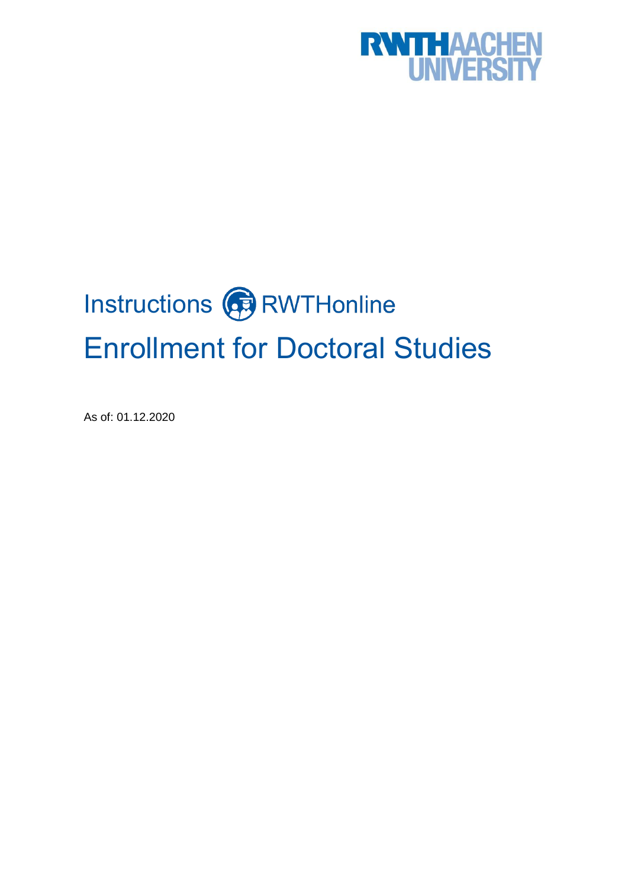RWTH AACHEN UNIVERSITY

# Instructions RWTHonline

# Enrollment for Doctoral Studies

As of: 01.12.2020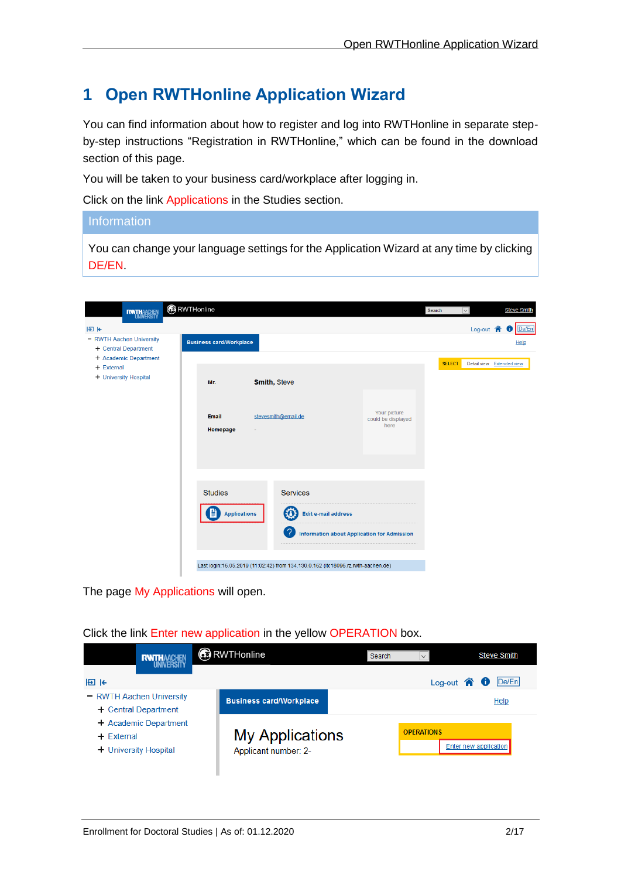# 1 Open RWTHonline Application Wizard

You can find information about how to register and log into RWTHonline in separate step-by-step instructions “Registration in RWTHonline,” which can be found in the download section of this page.

You will be taken to your business card/workplace after logging in.

Click on the link Applications in the Studies section.

> **Information**
>
> You can change your language settings for the Application Wizard at any time by clicking DE/EN.

The page My Applications will open.

Click the link Enter new application in the yellow OPERATION box.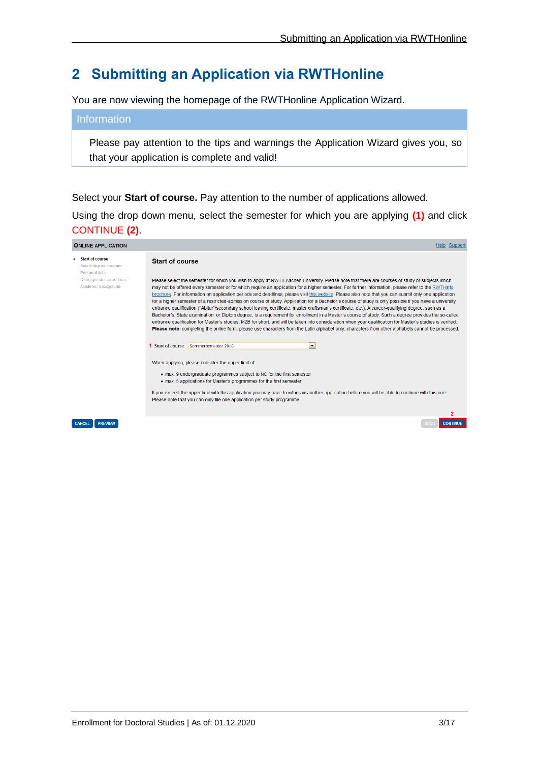# 2 Submitting an Application via RWTHonline

You are now viewing the homepage of the RWTHonline Application Wizard.

| Information |
|---|
| Please pay attention to the tips and warnings the Application Wizard gives you, so that your application is complete and valid! |

Select your **Start of course.** Pay attention to the number of applications allowed.

Using the drop down menu, select the semester for which you are applying **(1)** and click CONTINUE **(2)**.

ONLINE APPLICATION

Help Support

- Start of course

Select degree program

Personal data

Correspondence address

Academic background

**Start of course**

Please select the semester for which you wish to apply at RWTH Aachen University. Please note that there are courses of study or subjects which may not be offered every semester or for which require an application for a higher semester. For further information, please refer to the RWTHinfo brochure. For information on application periods and deadlines, please visit this website. Please also note that you can submit only one application for a higher semester of a restricted-admission course of study. Application for a Bachelor's course of study is only possible if you have a university entrance qualification ("Abitur"/secondary school leaving certificate, master craftsman's certificate, etc.). A career-qualifying degree, such as a Bachelor's, State examination, or Diplom degree, is a requirement for enrollment in a Master's course of study. Such a degree provides the so-called entrance qualification for Master's studies, MZB for short, and will be taken into consideration when your qualification for Master's studies is verified. **Please note:** completing the online form, please use characters from the Latin alphabet only; characters from other alphabets cannot be processed.

1 Start of course: Sommersemester 2018

When applying, please consider the upper limit of

- max. 9 undergraduate programmes subject to NC for the first semester
- max. 5 applications for Master's programmes for the first semester

If you exceed the upper limit with this application you may have to withdraw another application before you will be able to continue with this one. Please note that you can only file one application per study programme.

CANCEL PREVIEW BACK 2 CONTINUE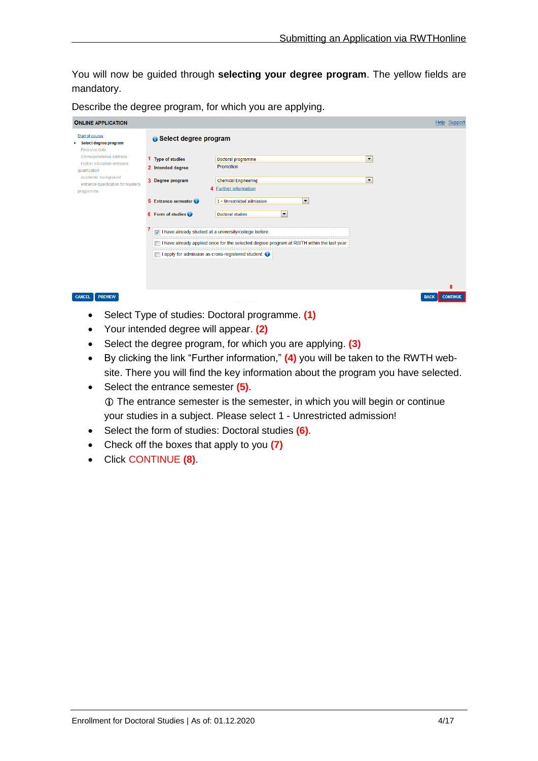You will now be guided through **selecting your degree program**. The yellow fields are mandatory.

Describe the degree program, for which you are applying.

- Select Type of studies: Doctoral programme. **(1)**
- Your intended degree will appear. **(2)**
- Select the degree program, for which you are applying. **(3)**
- By clicking the link "Further information," **(4)** you will be taken to the RWTH web-site. There you will find the key information about the program you have selected.
- Select the entrance semester **(5)**.
  ⓘ The entrance semester is the semester, in which you will begin or continue your studies in a subject. Please select 1 - Unrestricted admission!
- Select the form of studies: Doctoral studies **(6)**.
- Check off the boxes that apply to you **(7)**
- Click CONTINUE **(8)**.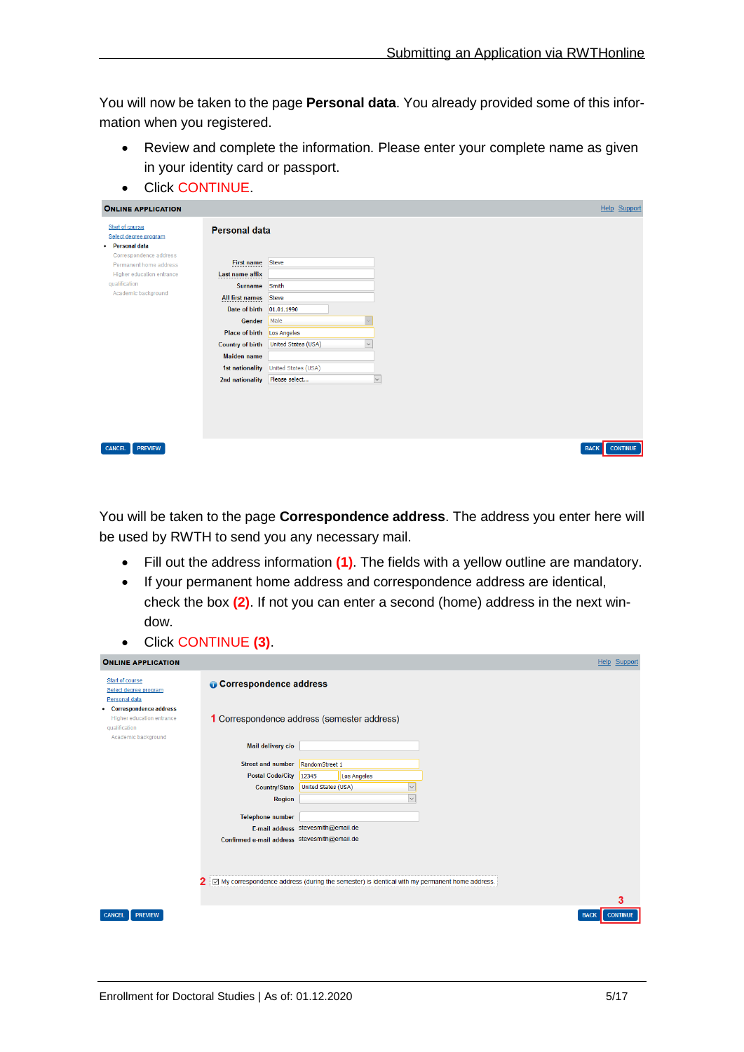You will now be taken to the page **Personal data**. You already provided some of this information when you registered.

- Review and complete the information. Please enter your complete name as given in your identity card or passport.
- Click CONTINUE.

You will be taken to the page **Correspondence address**. The address you enter here will be used by RWTH to send you any necessary mail.

- Fill out the address information **(1)**. The fields with a yellow outline are mandatory.
- If your permanent home address and correspondence address are identical, check the box **(2)**. If not you can enter a second (home) address in the next window.
- Click CONTINUE **(3)**.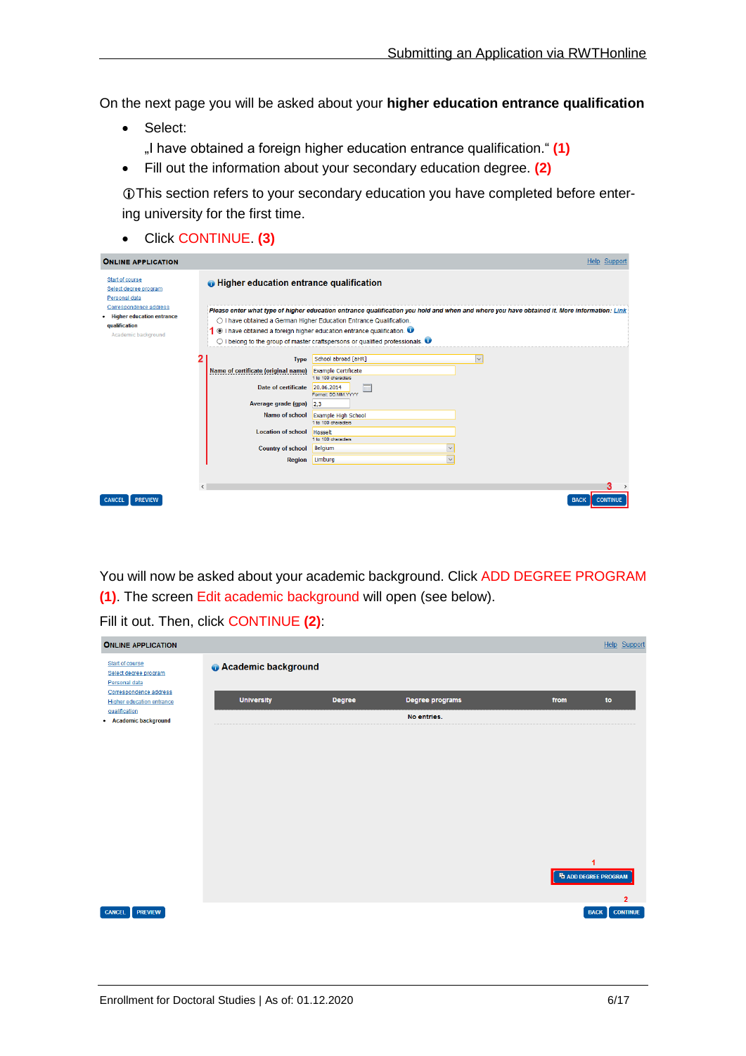On the next page you will be asked about your **higher education entrance qualification**

- Select:
  „I have obtained a foreign higher education entrance qualification.“ **(1)**
- Fill out the information about your secondary education degree. **(2)**

ⓘThis section refers to your secondary education you have completed before entering university for the first time.

- Click CONTINUE. **(3)**

You will now be asked about your academic background. Click ADD DEGREE PROGRAM **(1)**. The screen Edit academic background will open (see below).

Fill it out. Then, click CONTINUE **(2)**: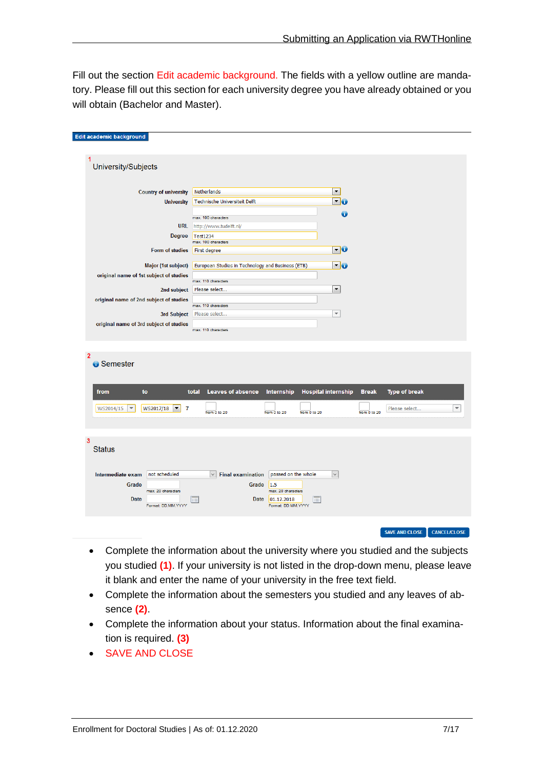Fill out the section Edit academic background. The fields with a yellow outline are mandatory. Please fill out this section for each university degree you have already obtained or you will obtain (Bachelor and Master).

Edit academic background

1

University/Subjects

| | |
|---|---|
| Country of university | Netherlands |
| University | Technische Universiteit Delft |
| | max. 100 characters |
| URL | http://www.tudelft.nl/ |
| Degree | Test1234 |
| | max. 100 characters |
| Form of studies | First degree |
| Major (1st subject) | European Studies in Technology and Business (ETB) |
| original name of 1st subject of studies | max. 110 characters |
| 2nd subject | Please select... |
| original name of 2nd subject of studies | max. 110 characters |
| 3rd Subject | Please select... |
| original name of 3rd subject of studies | max. 110 characters |

2

Semester

| from | to | total | Leaves of absence | Internship | Hospital internship | Break | Type of break |
|---|---|---|---|---|---|---|---|
| WS2014/15 | WS2017/18 | 7 | from 0 to 20 | from 0 to 20 | from 0 to 20 | from 0 to 20 | Please select... |

3

Status

| | | | |
|---|---|---|---|
| Intermediate exam | not scheduled | Final examination | passed on the whole |
| Grade | max. 20 characters | Grade | 1.5 (max. 20 characters) |
| Date | Format: DD.MM.YYYY | Date | 01.12.2018 (Format: DD.MM.YYYY) |

SAVE AND CLOSE | CANCEL/CLOSE

- Complete the information about the university where you studied and the subjects you studied **(1)**. If your university is not listed in the drop-down menu, please leave it blank and enter the name of your university in the free text field.
- Complete the information about the semesters you studied and any leaves of absence **(2)**.
- Complete the information about your status. Information about the final examination is required. **(3)**
- SAVE AND CLOSE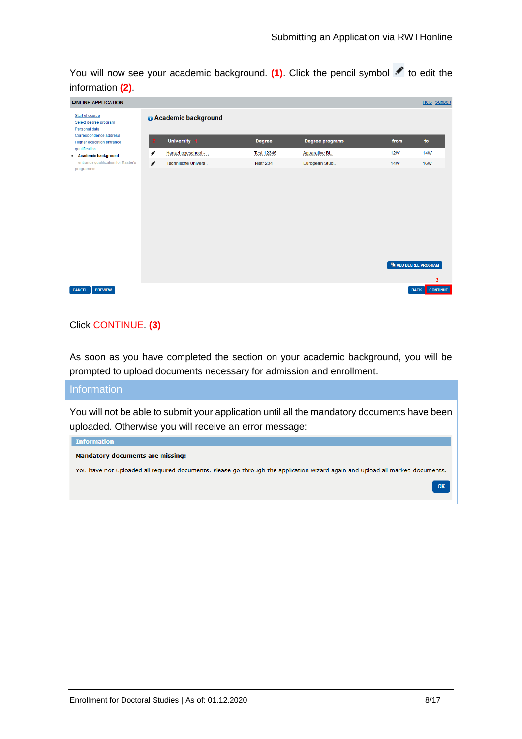You will now see your academic background. **(1)**. Click the pencil symbol to edit the information **(2)**.

**ONLINE APPLICATION** Help Support

- Start of course
- Select degree program
- Personal data
- Correspondence address
- Higher education entrance qualification
- **Academic background**
- entrance qualification for Master's programme

**Academic background**

| | University | Degree | Degree programs | from | to |
|---|---|---|---|---|---|
| ✎ | Hanzehogeschool - ... | Test 12345 | Apparative Bi... | 12W | 14W |
| ✎ | Technische Univers... | Test1234 | European Stud... | 14W | 16W |

ADD DEGREE PROGRAM

CANCEL PREVIEW BACK CONTINUE

Click CONTINUE. **(3)**

As soon as you have completed the section on your academic background, you will be prompted to upload documents necessary for admission and enrollment.

## Information

You will not be able to submit your application until all the mandatory documents have been uploaded. Otherwise you will receive an error message:

**Information**

**Mandatory documents are missing:**

You have not uploaded all required documents. Please go through the application wizard again and upload all marked documents.

OK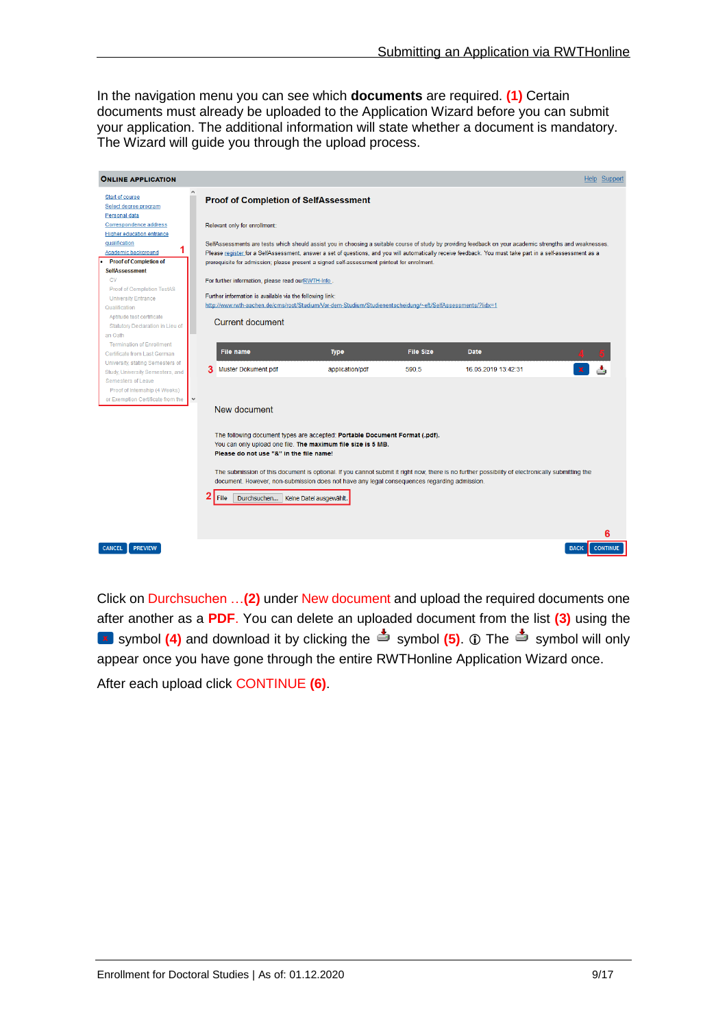In the navigation menu you can see which **documents** are required. **(1)** Certain documents must already be uploaded to the Application Wizard before you can submit your application. The additional information will state whether a document is mandatory. The Wizard will guide you through the upload process.

Click on Durchsuchen …**(2)** under New document and upload the required documents one after another as a **PDF**. You can delete an uploaded document from the list **(3)** using the symbol **(4)** and download it by clicking the symbol **(5)**. ⓘ The symbol will only appear once you have gone through the entire RWTHonline Application Wizard once.

After each upload click CONTINUE **(6)**.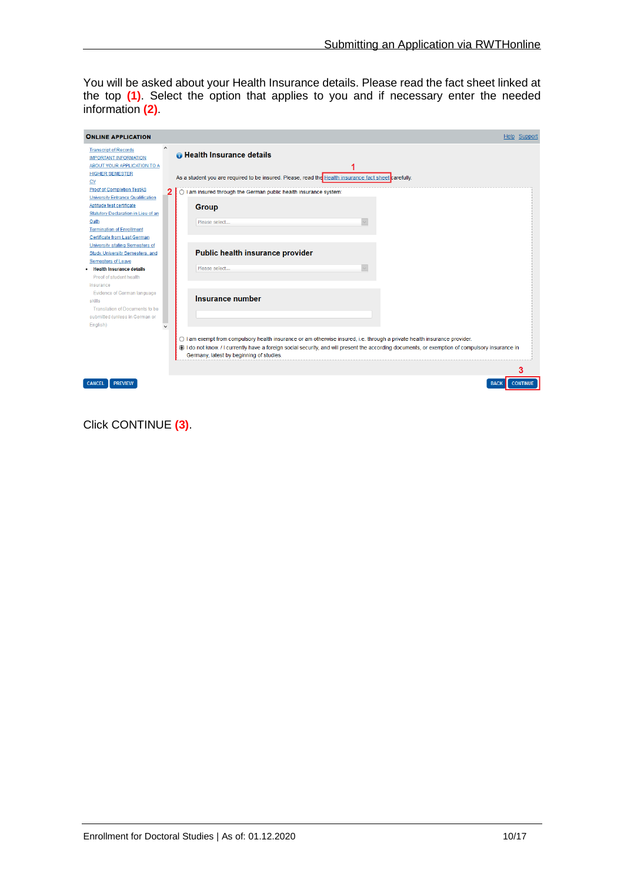You will be asked about your Health Insurance details. Please read the fact sheet linked at the top **(1)**. Select the option that applies to you and if necessary enter the needed information **(2)**.

**ONLINE APPLICATION**

Help Support

Transcript of Records
IMPORTANT INFORMATION
ABOUT YOUR APPLICATION TO A HIGHER SEMESTER
CV
Proof of Completion TestAS
University Entrance Qualification
Aptitude test certificate
Statutory Declaration in Lieu of an Oath
Termination of Enrollment
Certificate from Last German University stating Semesters of Study, University Semesters, and Semesters of Leave
- **Health Insurance details**

Proof of student health insurance
Evidence of German language skills
Translation of Documents to be submitted (unless in German or English)

**Health Insurance details**

As a student you are required to be insured. Please, read the Health insurance fact sheet carefully.

- ○ I am insured through the German public health insurance system:

**Group**

Please select...

**Public health insurance provider**

Please select...

**Insurance number**

- ○ I am exempt from compulsory health insurance or am otherwise insured, i.e. through a private health insurance provider.
- ◉ I do not know. / I currently have a foreign social security, and will present the according documents, or exemption of compulsory insurance in Germany, latest by beginning of studies.

CANCEL PREVIEW BACK CONTINUE

Click CONTINUE **(3)**.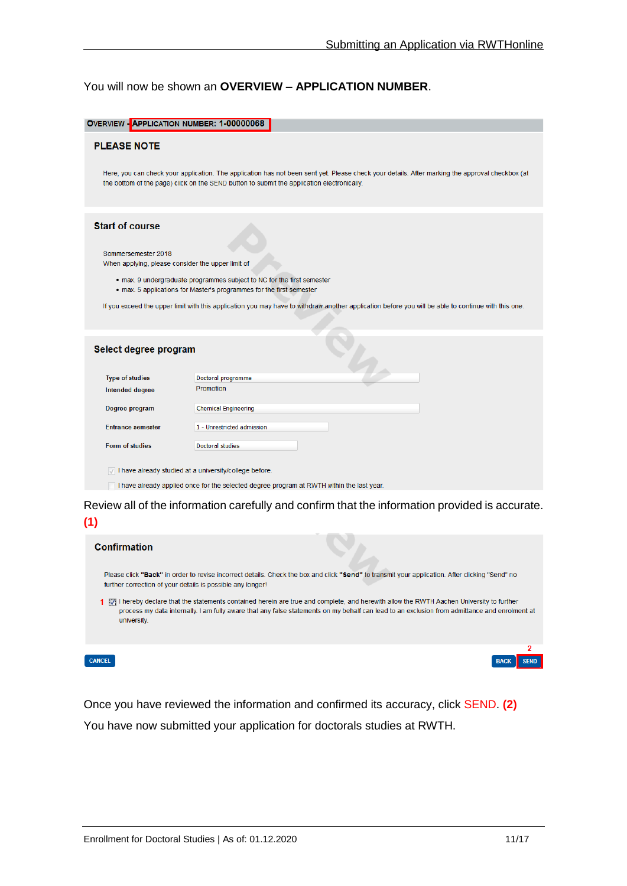You will now be shown an **OVERVIEW – APPLICATION NUMBER**.

OVERVIEW - APPLICATION NUMBER: 1-00000068

**PLEASE NOTE**

Here, you can check your application. The application has not been sent yet. Please check your details. After marking the approval checkbox (at the bottom of the page) click on the SEND button to submit the application electronically.

**Start of course**

Sommersemester 2018

When applying, please consider the upper limit of

- max. 9 undergraduate programmes subject to NC for the first semester
- max. 5 applications for Master's programmes for the first semester

If you exceed the upper limit with this application you may have to withdraw another application before you will be able to continue with this one.

**Select degree program**

| | |
|---|---|
| Type of studies | Doctoral programme |
| Intended degree | Promotion |
| Degree program | Chemical Engineering |
| Entrance semester | 1 - Unrestricted admission |
| Form of studies | Doctoral studies |

☑ I have already studied at a university/college before

☐ I have already applied once for the selected degree program at RWTH within the last year.

Review all of the information carefully and confirm that the information provided is accurate. **(1)**

**Confirmation**

Please click **"Back"** in order to revise incorrect details. Check the box and click **"Send"** to transmit your application. After clicking "Send" no further correction of your details is possible any longer!

1 ☑ I hereby declare that the statements contained herein are true and complete, and herewith allow the RWTH Aachen University to further process my data internally. I am fully aware that any false statements on my behalf can lead to an exclusion from admittance and enrolment at university.

CANCEL BACK SEND (2)

Once you have reviewed the information and confirmed its accuracy, click SEND. **(2)**

You have now submitted your application for doctorals studies at RWTH.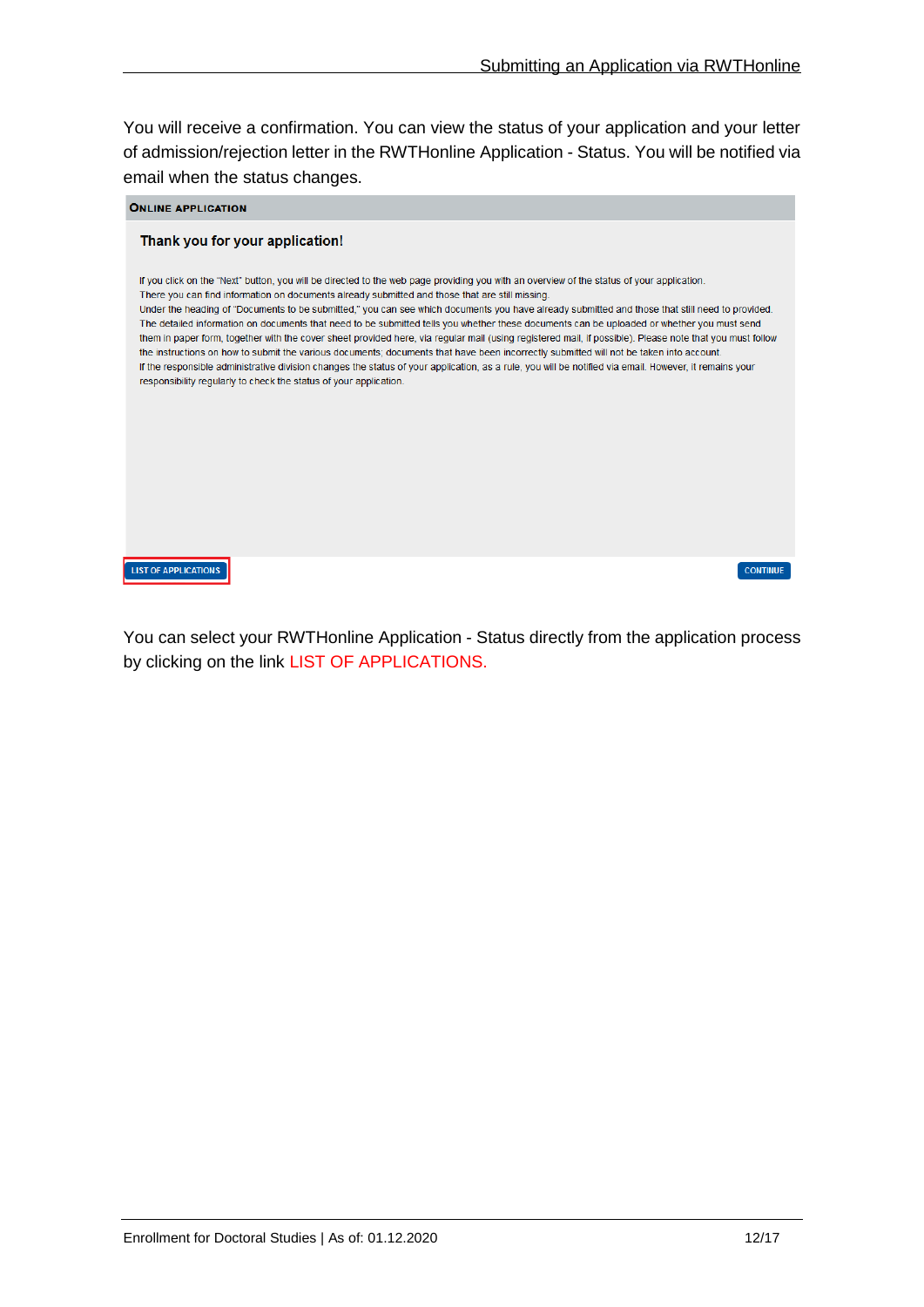You will receive a confirmation. You can view the status of your application and your letter of admission/rejection letter in the RWTHonline Application - Status. You will be notified via email when the status changes.

**ONLINE APPLICATION**

**Thank you for your application!**

If you click on the "Next" button, you will be directed to the web page providing you with an overview of the status of your application.
There you can find information on documents already submitted and those that are still missing.
Under the heading of "Documents to be submitted," you can see which documents you have already submitted and those that still need to provided.
The detailed information on documents that need to be submitted tells you whether these documents can be uploaded or whether you must send them in paper form, together with the cover sheet provided here, via regular mail (using registered mail, if possible). Please note that you must follow the instructions on how to submit the various documents; documents that have been incorrectly submitted will not be taken into account.
If the responsible administrative division changes the status of your application, as a rule, you will be notified via email. However, it remains your responsibility regularly to check the status of your application.

LIST OF APPLICATIONS | CONTINUE

You can select your RWTHonline Application - Status directly from the application process by clicking on the link LIST OF APPLICATIONS.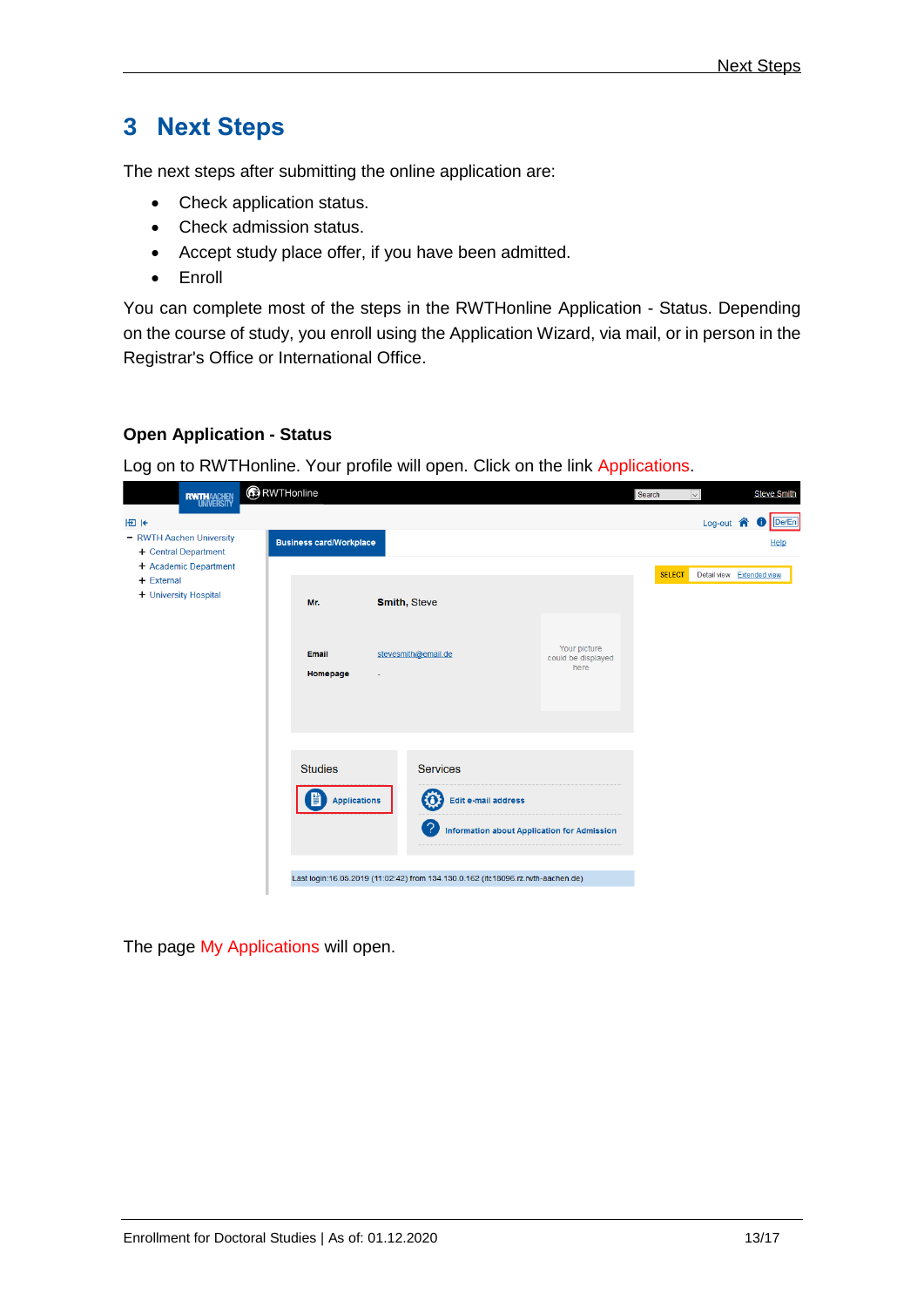# 3 Next Steps

The next steps after submitting the online application are:

- Check application status.
- Check admission status.
- Accept study place offer, if you have been admitted.
- Enroll

You can complete most of the steps in the RWTHonline Application - Status. Depending on the course of study, you enroll using the Application Wizard, via mail, or in person in the Registrar's Office or International Office.

### Open Application - Status

Log on to RWTHonline. Your profile will open. Click on the link Applications.

The page My Applications will open.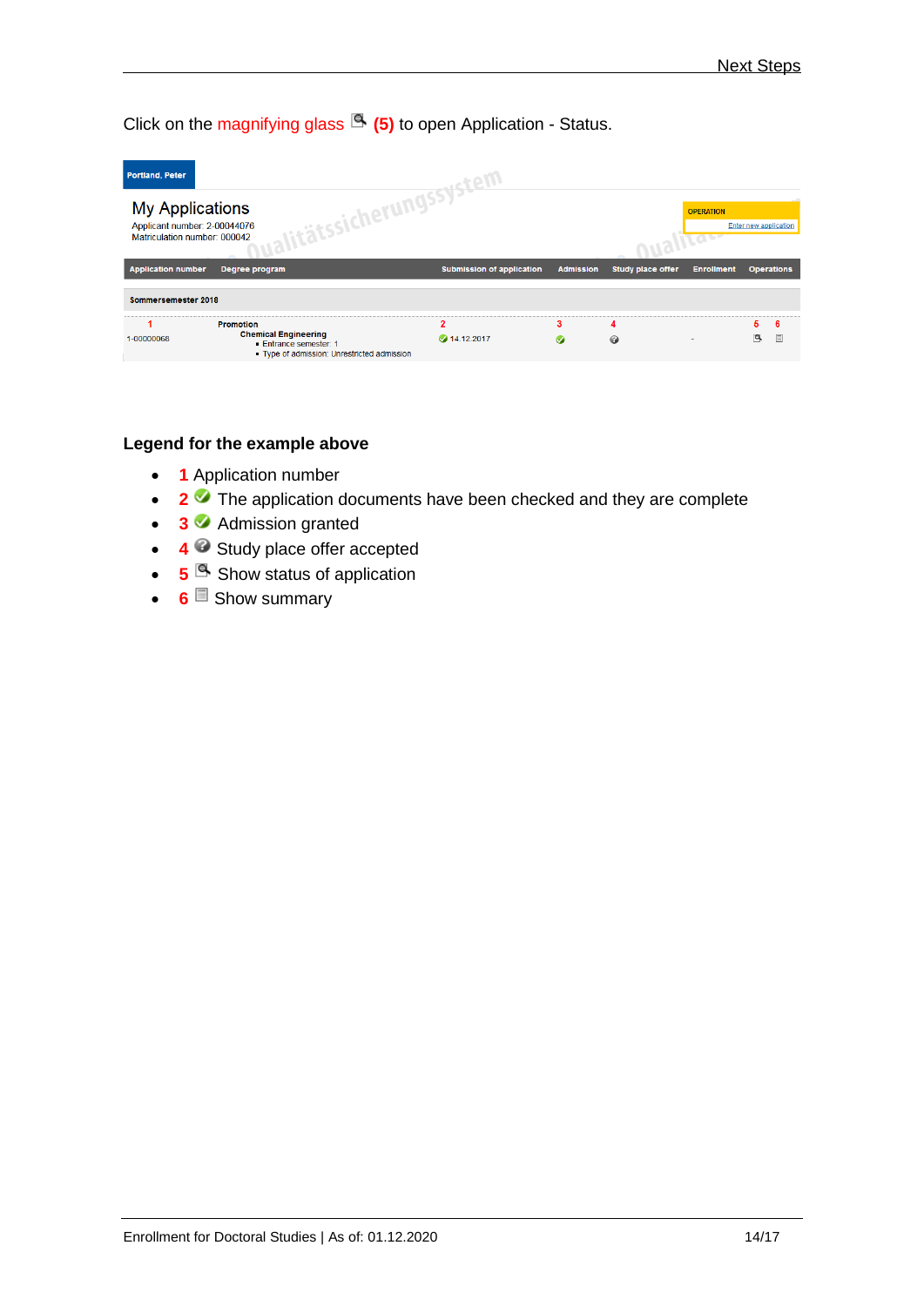Click on the magnifying glass **(5)** to open Application - Status.

Portland, Peter

## My Applications

Applicant number: 2-00044076
Matriculation number: 000042

OPERATION
Enter new application

| Application number | Degree program | Submission of application | Admission | Study place offer | Enrollment | Operations |
|---|---|---|---|---|---|---|
| **Sommersemester 2018** | | | | | | |
| 1 | **Promotion** | 2 | 3 | 4 | | 5 6 |
| 1-00000068 | **Chemical Engineering** • Entrance semester: 1 • Type of admission: Unrestricted admission | 14.12.2017 | | | - | |

### Legend for the example above

- **1** Application number
- **2** The application documents have been checked and they are complete
- **3** Admission granted
- **4** Study place offer accepted
- **5** Show status of application
- **6** Show summary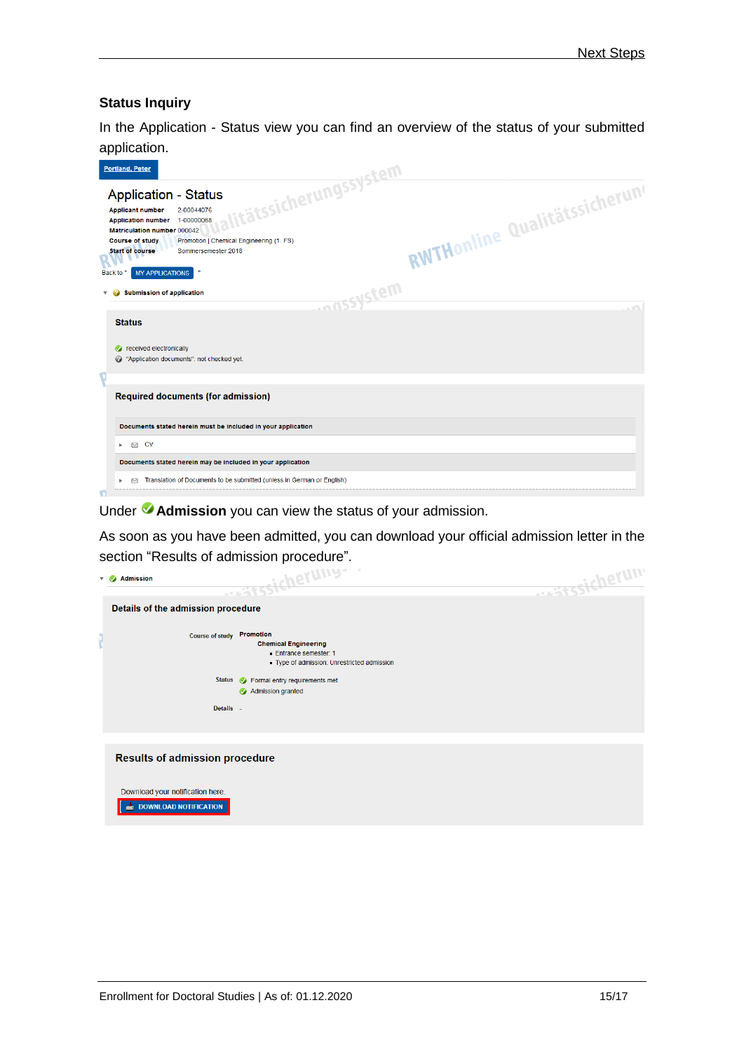### Status Inquiry

In the Application - Status view you can find an overview of the status of your submitted application.

Portland, Peter

Application - Status

**Applicant number** 2-00044076
**Application number** 1-00000068
**Matriculation number** 000042
**Course of study** Promotion | Chemical Engineering (1. FS)
**Start of course** Sommersemester 2018

Back to " MY APPLICATIONS "

**Submission of application**

**Status**

received electronically
"Application documents": not checked yet.

**Required documents (for admission)**

**Documents stated herein must be included in your application**

CV

**Documents stated herein may be included in your application**

Translation of Documents to be submitted (unless in German or English)

Under **Admission** you can view the status of your admission.

As soon as you have been admitted, you can download your official admission letter in the section "Results of admission procedure".

**Admission**

**Details of the admission procedure**

Course of study **Promotion**
**Chemical Engineering**
- Entrance semester: 1
- Type of admission: Unrestricted admission

Status Formal entry requirements met
Admission granted

Details -

**Results of admission procedure**

Download your notification here.

DOWNLOAD NOTIFICATION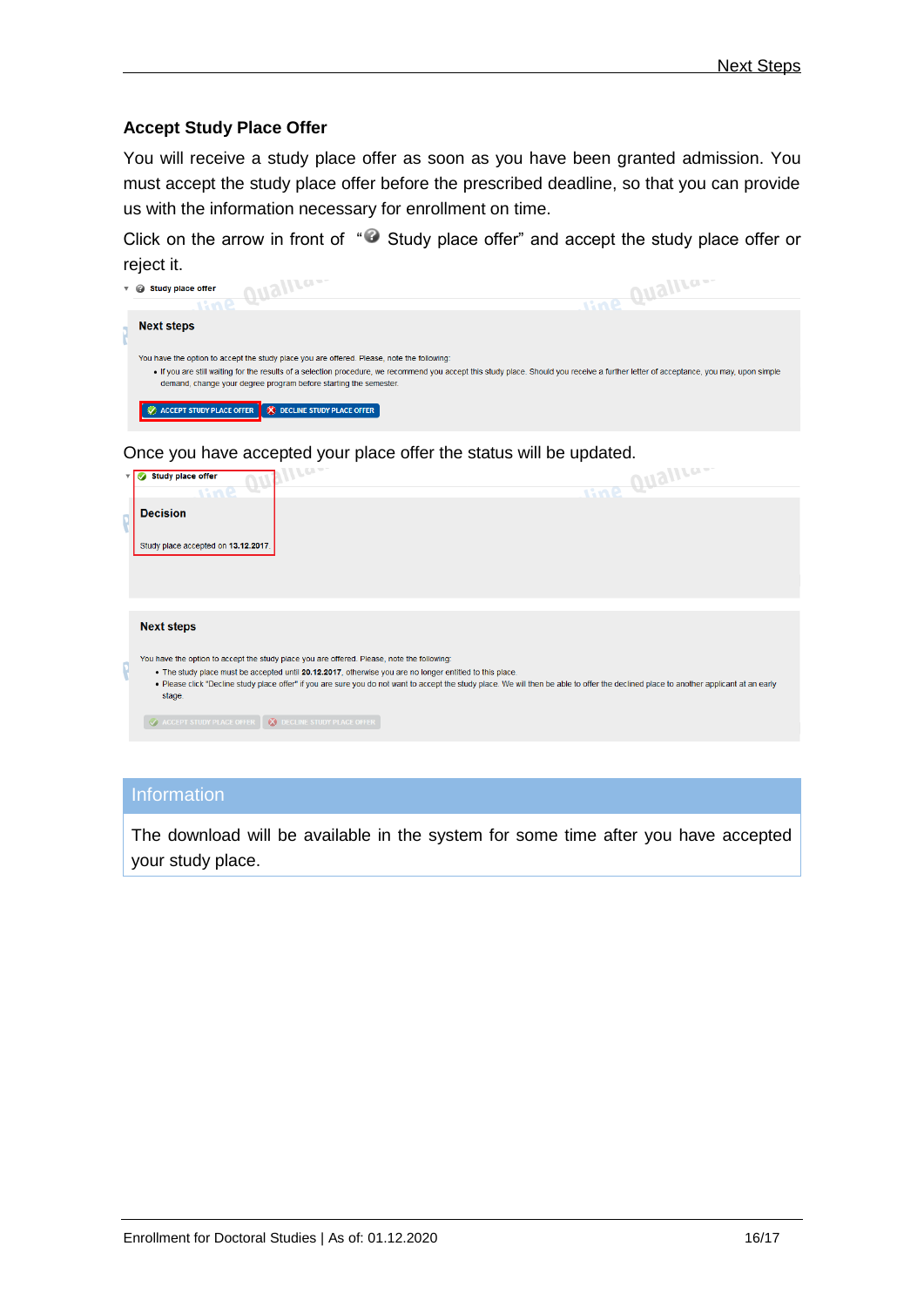### Accept Study Place Offer

You will receive a study place offer as soon as you have been granted admission. You must accept the study place offer before the prescribed deadline, so that you can provide us with the information necessary for enrollment on time.

Click on the arrow in front of "Study place offer" and accept the study place offer or reject it.

Study place offer

**Next steps**

You have the option to accept the study place you are offered. Please, note the following:

- If you are still waiting for the results of a selection procedure, we recommend you accept this study place. Should you receive a further letter of acceptance, you may, upon simple demand, change your degree program before starting the semester.

ACCEPT STUDY PLACE OFFER | DECLINE STUDY PLACE OFFER

Once you have accepted your place offer the status will be updated.

Study place offer

**Decision**

Study place accepted on 13.12.2017.

**Next steps**

You have the option to accept the study place you are offered. Please, note the following:

- The study place must be accepted until 20.12.2017, otherwise you are no longer entitled to this place.
- Please click "Decline study place offer" if you are sure you do not want to accept the study place. We will then be able to offer the declined place to another applicant at an early stage.

ACCEPT STUDY PLACE OFFER | DECLINE STUDY PLACE OFFER

**Information**

The download will be available in the system for some time after you have accepted your study place.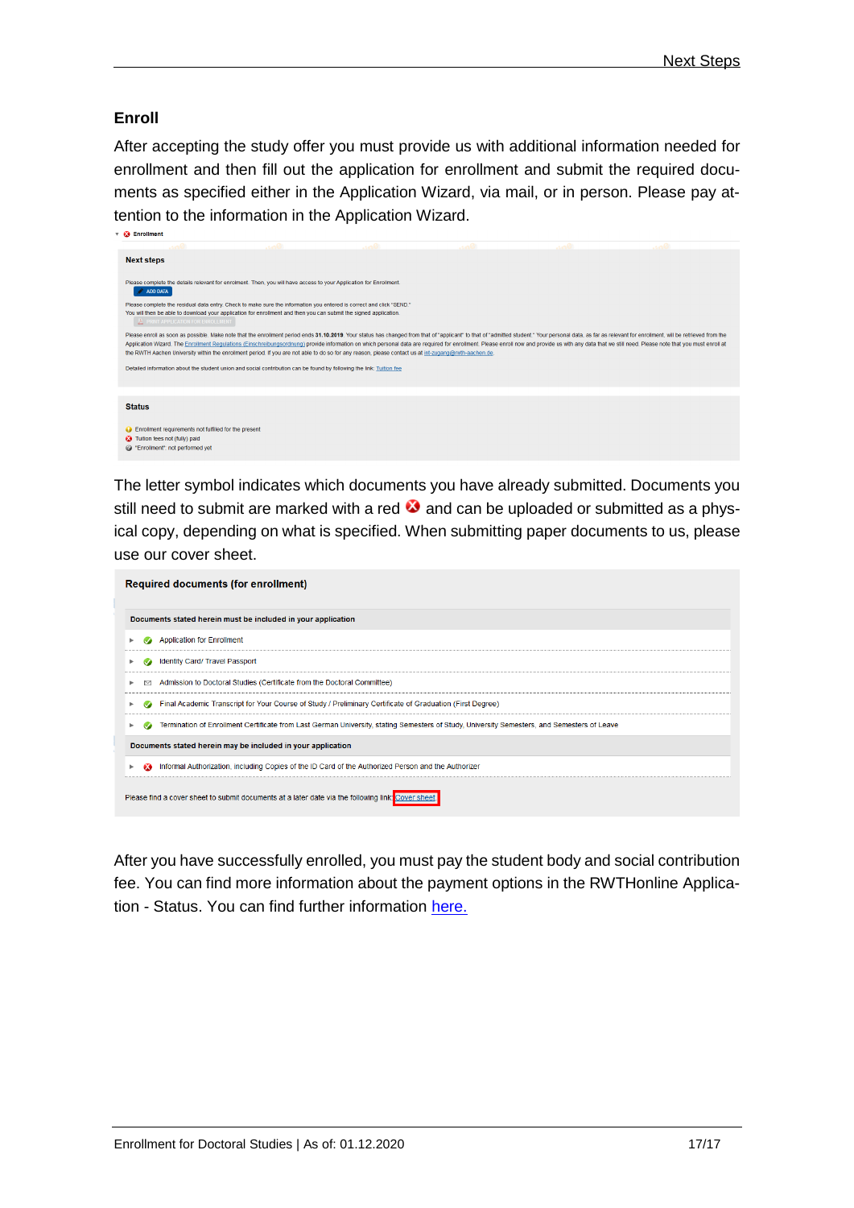## Enroll

After accepting the study offer you must provide us with additional information needed for enrollment and then fill out the application for enrollment and submit the required documents as specified either in the Application Wizard, via mail, or in person. Please pay attention to the information in the Application Wizard.

Enrollment

**Next steps**

Please complete the details relevant for enrolment. Then, you will have access to your Application for Enrolment.

ADD DATA

Please complete the residual data entry. Check to make sure the information you entered is correct and click "SEND."
You will then be able to download your application for enrollment and then you can submit the signed application.

PRINT APPLICATION FOR ENROLLMENT

Please enroll as soon as possible. Make note that the enrollment period ends 31.10.2019. Your status has changed from that of "applicant" to that of "admitted student." Your personal data, as far as relevant for enrollment, will be retrieved from the Application Wizard. The Enrollment Regulations (Einschreibungsordnung) provide information on which personal data are required for enrollment. Please enroll now and provide us with any data that we still need. Please note that you must enroll at the RWTH Aachen University within the enrollment period. If you are not able to do so for any reason, please contact us at int-zugang@rwth-aachen.de.

Detailed information about the student union and social contribution can be found by following the link: Tuition fee

**Status**

- Enrollment requirements not fulfilled for the present
- Tuition fees not (fully) paid
- "Enrollment": not performed yet

The letter symbol indicates which documents you have already submitted. Documents you still need to submit are marked with a red ❌ and can be uploaded or submitted as a physical copy, depending on what is specified. When submitting paper documents to us, please use our cover sheet.

**Required documents (for enrollment)**

**Documents stated herein must be included in your application**

- ✅ Application for Enrollment
- ✅ Identity Card/ Travel Passport
- ✉ Admission to Doctoral Studies (Certificate from the Doctoral Committee)
- ✅ Final Academic Transcript for Your Course of Study / Preliminary Certificate of Graduation (First Degree)
- ✅ Termination of Enrollment Certificate from Last German University, stating Semesters of Study, University Semesters, and Semesters of Leave

**Documents stated herein may be included in your application**

- ❌ Informal Authorization, including Copies of the ID Card of the Authorized Person and the Authorizer

Please find a cover sheet to submit documents at a later date via the following link: Cover sheet

After you have successfully enrolled, you must pay the student body and social contribution fee. You can find more information about the payment options in the RWTHonline Application - Status. You can find further information here.